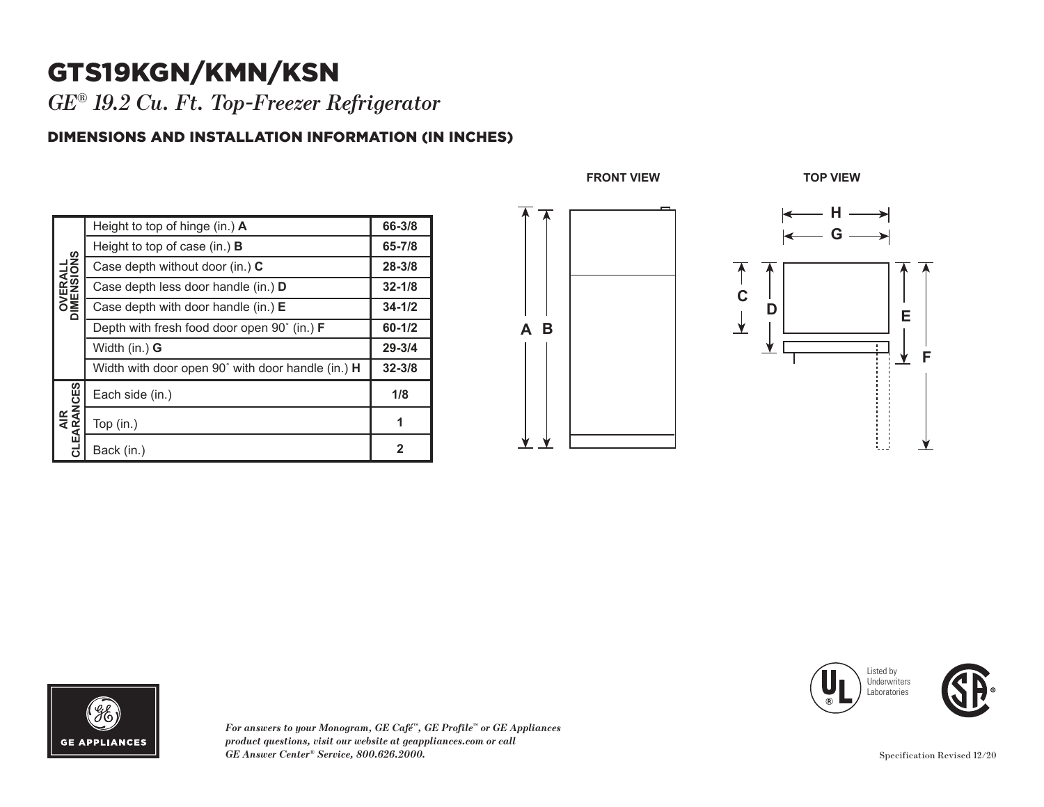# GTS19KGN/KMN/KSN

*GE® 19.2 Cu. Ft. Top-Freezer Refrigerator*

## DIMENSIONS AND INSTALLATION INFORMATION (IN INCHES)

| | | |
|---|---|---|
| **OVERALL DIMENSIONS** | Height to top of hinge (in.) **A** | **66-3/8** |
| | Height to top of case (in.) **B** | **65-7/8** |
| | Case depth without door (in.) **C** | **28-3/8** |
| | Case depth less door handle (in.) **D** | **32-1/8** |
| | Case depth with door handle (in.) **E** | **34-1/2** |
| | Depth with fresh food door open 90˚ (in.) **F** | **60-1/2** |
| | Width (in.) **G** | **29-3/4** |
| | Width with door open 90˚ with door handle (in.) **H** | **32-3/8** |
| **AIR CLEARANCES** | Each side (in.) | **1/8** |
| | Top (in.) | **1** |
| | Back (in.) | **2** |

**FRONT VIEW**

**TOP VIEW**

*For answers to your Monogram, GE Café™, GE Profile™ or GE Appliances product questions, visit our website at geappliances.com or call GE Answer Center® Service, 800.626.2000.*

Listed by Underwriters Laboratories

Specification Revised 12/20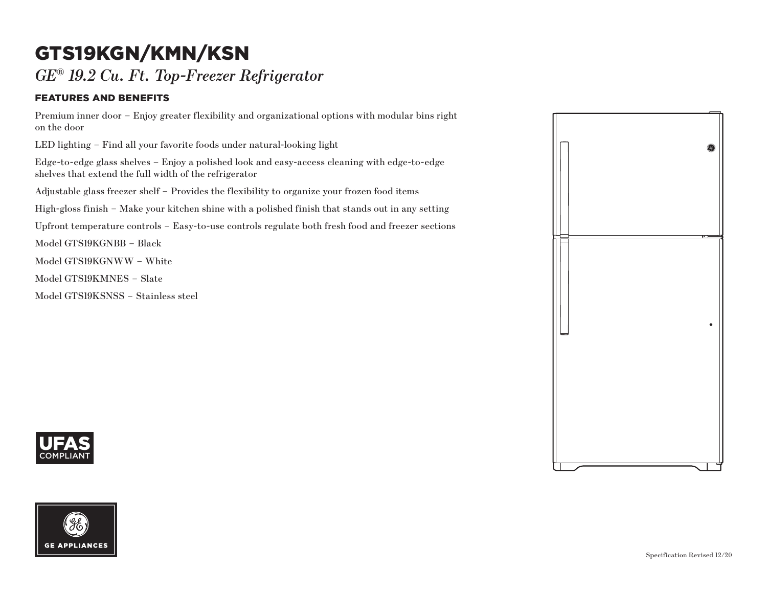# GTS19KGN/KMN/KSN

*GE® 19.2 Cu. Ft. Top-Freezer Refrigerator*

### FEATURES AND BENEFITS

Premium inner door – Enjoy greater flexibility and organizational options with modular bins right on the door

LED lighting – Find all your favorite foods under natural-looking light

Edge-to-edge glass shelves – Enjoy a polished look and easy-access cleaning with edge-to-edge shelves that extend the full width of the refrigerator

Adjustable glass freezer shelf – Provides the flexibility to organize your frozen food items

High-gloss finish – Make your kitchen shine with a polished finish that stands out in any setting

Upfront temperature controls – Easy-to-use controls regulate both fresh food and freezer sections

Model GTS19KGNBB – Black

Model GTS19KGNWW – White

Model GTS19KMNES – Slate

Model GTS19KSNSS – Stainless steel

UFAS COMPLIANT

GE APPLIANCES

Specification Revised 12/20